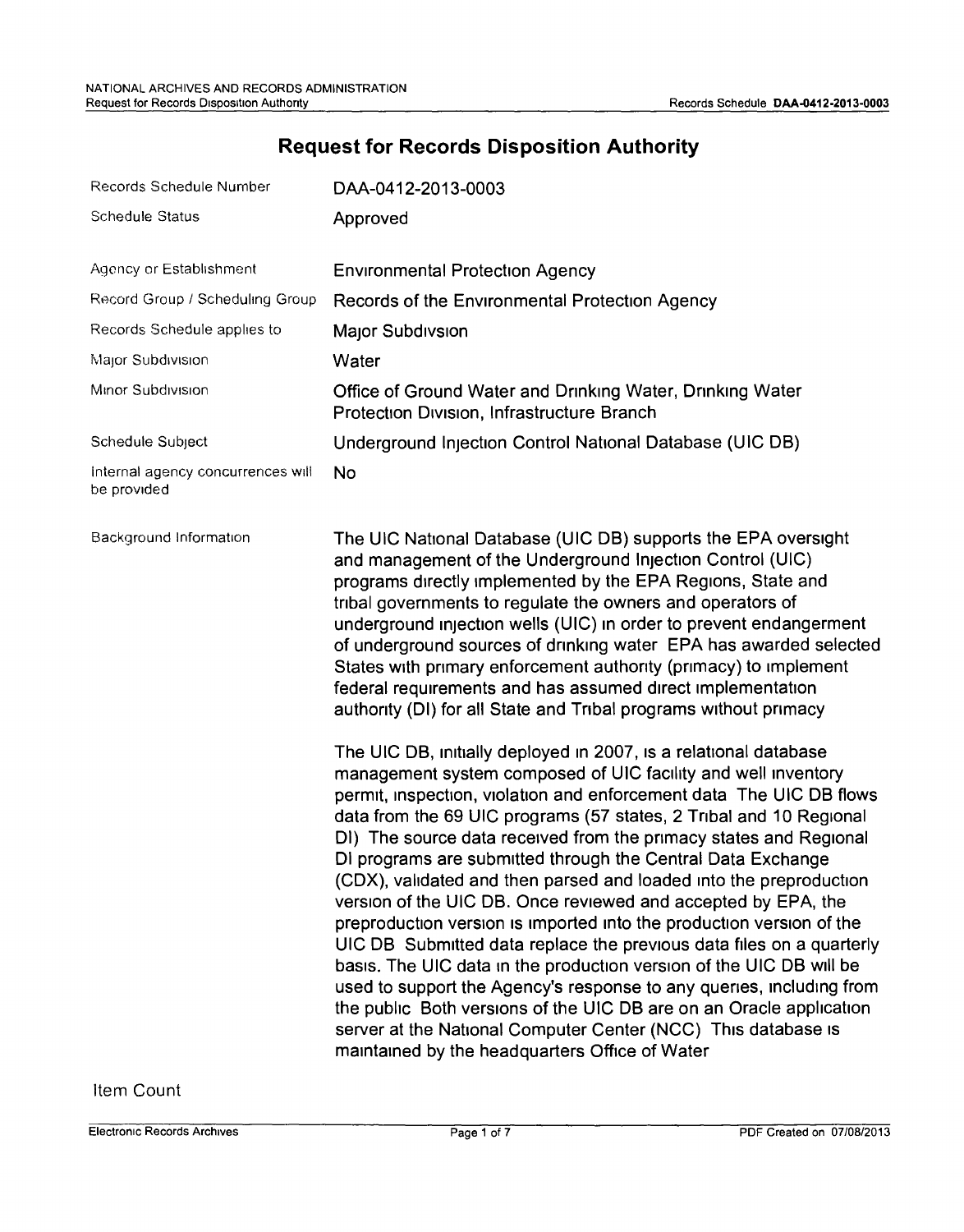# Request for Records Disposition Authority

| | |
|---|---|
| Records Schedule Number | DAA-0412-2013-0003 |
| Schedule Status | Approved |
| Agency or Establishment | Environmental Protection Agency |
| Record Group / Scheduling Group | Records of the Environmental Protection Agency |
| Records Schedule applies to | Major Subdivsion |
| Major Subdivision | Water |
| Minor Subdivision | Office of Ground Water and Drinking Water, Drinking Water Protection Division, Infrastructure Branch |
| Schedule Subject | Underground Injection Control National Database (UIC DB) |
| Internal agency concurrences will be provided | No |

**Background Information**

The UIC National Database (UIC DB) supports the EPA oversight and management of the Underground Injection Control (UIC) programs directly implemented by the EPA Regions, State and tribal governments to regulate the owners and operators of underground injection wells (UIC) in order to prevent endangerment of underground sources of drinking water EPA has awarded selected States with primary enforcement authority (primacy) to implement federal requirements and has assumed direct implementation authority (DI) for all State and Tribal programs without primacy

The UIC DB, initially deployed in 2007, is a relational database management system composed of UIC facility and well inventory permit, inspection, violation and enforcement data The UIC DB flows data from the 69 UIC programs (57 states, 2 Tribal and 10 Regional DI) The source data received from the primacy states and Regional DI programs are submitted through the Central Data Exchange (CDX), validated and then parsed and loaded into the preproduction version of the UIC DB. Once reviewed and accepted by EPA, the preproduction version is imported into the production version of the UIC DB Submitted data replace the previous data files on a quarterly basis. The UIC data in the production version of the UIC DB will be used to support the Agency's response to any queries, including from the public Both versions of the UIC DB are on an Oracle application server at the National Computer Center (NCC) This database is maintained by the headquarters Office of Water

Item Count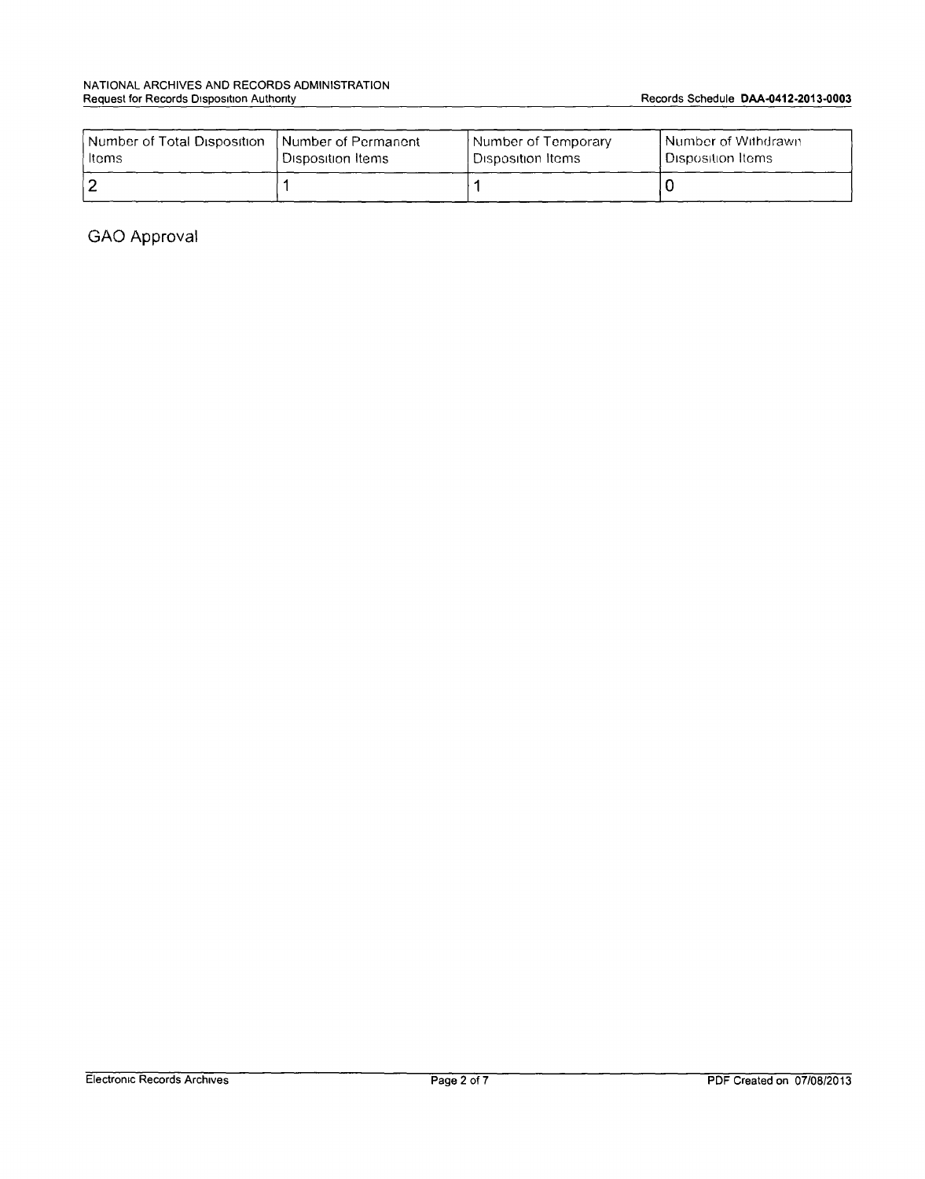| Number of Total Disposition Items | Number of Permanent Disposition Items | Number of Temporary Disposition Items | Number of Withdrawn Disposition Items |
|---|---|---|---|
| 2 | 1 | 1 | 0 |

## GAO Approval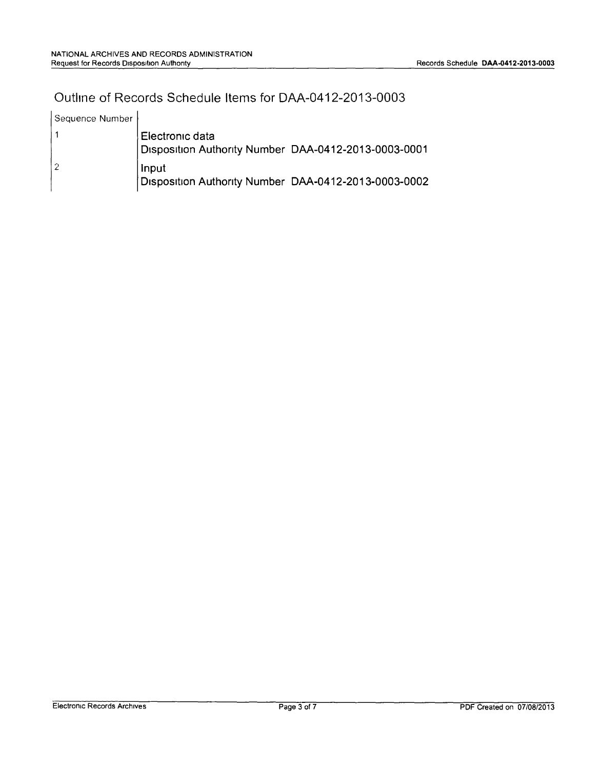# Outline of Records Schedule Items for DAA-0412-2013-0003

| Sequence Number | |
|---|---|
| 1 | Electronic data<br>Disposition Authority Number DAA-0412-2013-0003-0001 |
| 2 | Input<br>Disposition Authority Number DAA-0412-2013-0003-0002 |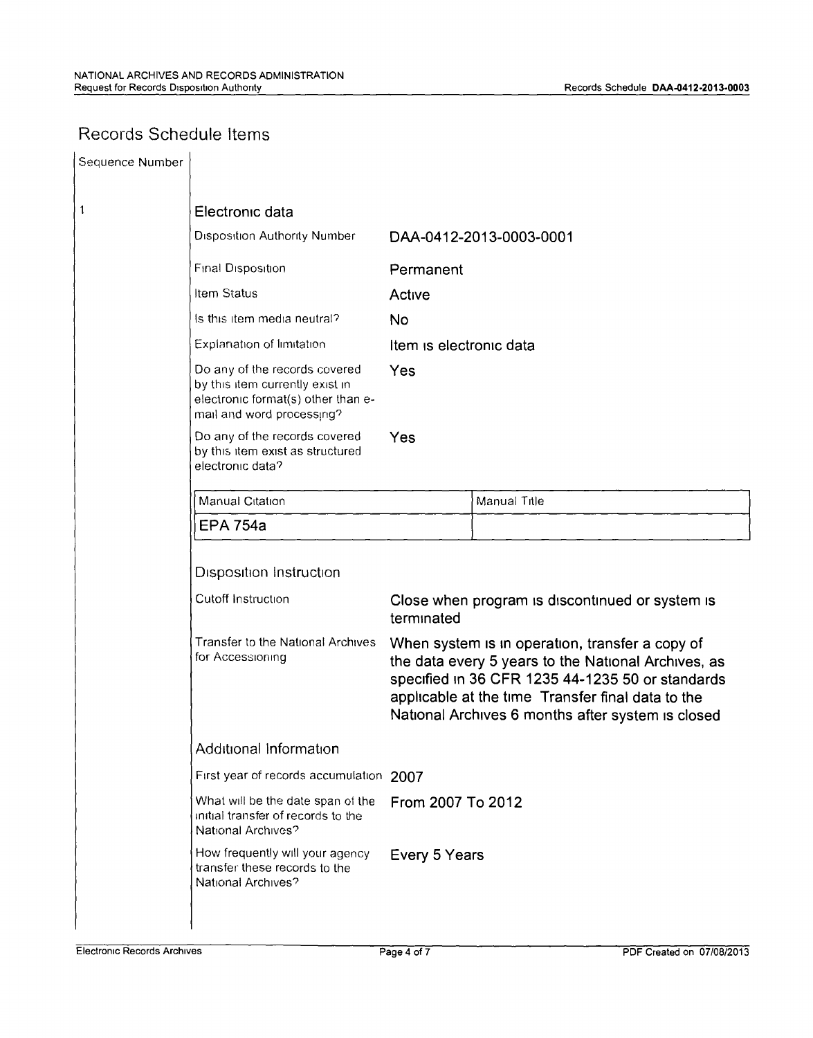## Records Schedule Items

| Sequence Number | |
|---|---|
| 1 | |

### Electronic data

| | |
|---|---|
| Disposition Authority Number | DAA-0412-2013-0003-0001 |
| Final Disposition | Permanent |
| Item Status | Active |
| Is this item media neutral? | No |
| Explanation of limitation | Item is electronic data |
| Do any of the records covered by this item currently exist in electronic format(s) other than e-mail and word processing? | Yes |
| Do any of the records covered by this item exist as structured electronic data? | Yes |

| Manual Citation | Manual Title |
|---|---|
| EPA 754a | |

#### Disposition Instruction

| | |
|---|---|
| Cutoff Instruction | Close when program is discontinued or system is terminated |
| Transfer to the National Archives for Accessioning | When system is in operation, transfer a copy of the data every 5 years to the National Archives, as specified in 36 CFR 1235 44-1235 50 or standards applicable at the time Transfer final data to the National Archives 6 months after system is closed |

#### Additional Information

| | |
|---|---|
| First year of records accumulation | 2007 |
| What will be the date span of the initial transfer of records to the National Archives? | From 2007 To 2012 |
| How frequently will your agency transfer these records to the National Archives? | Every 5 Years |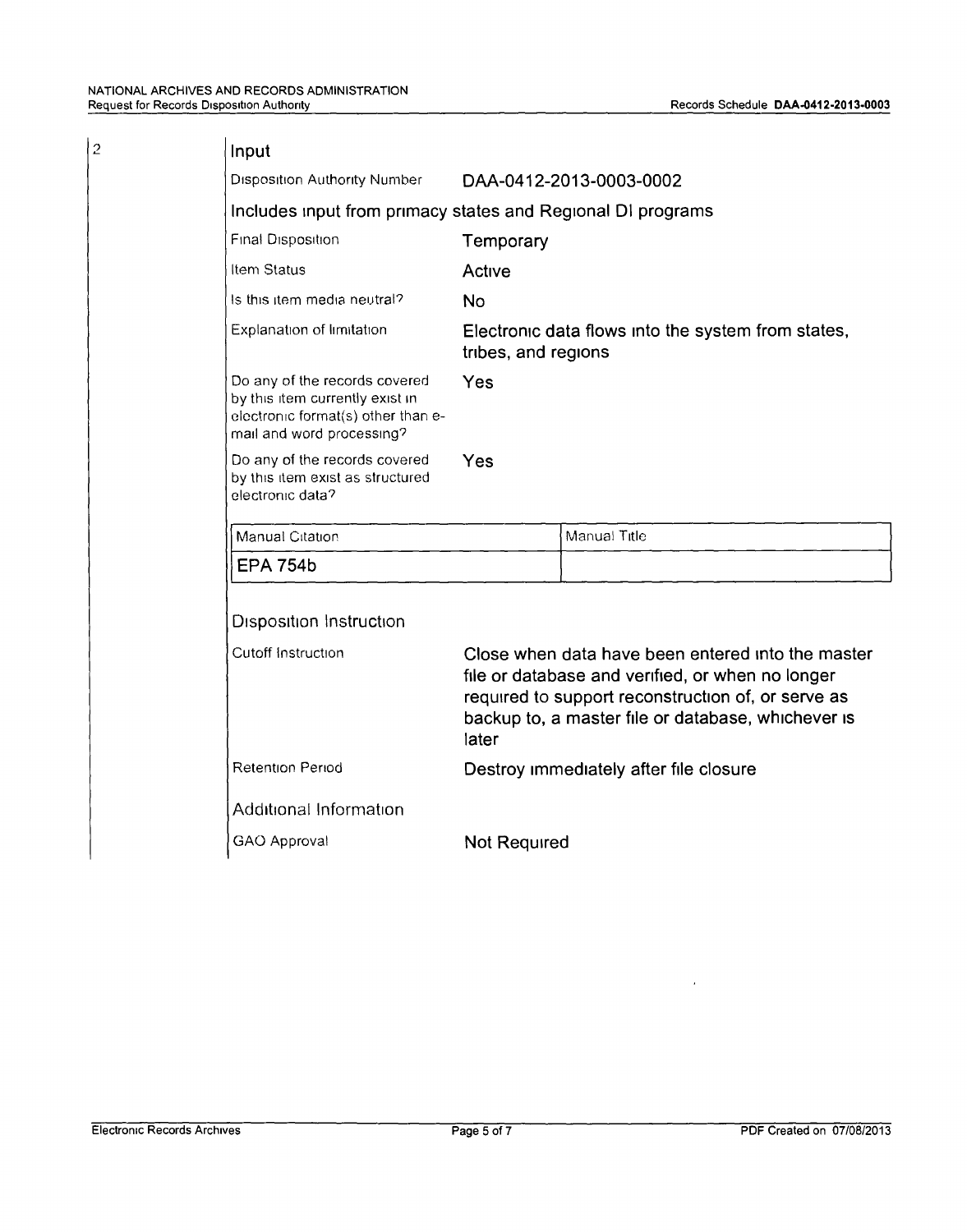2

## Input

| | |
|---|---|
| Disposition Authority Number | DAA-0412-2013-0003-0002 |

Includes input from primacy states and Regional DI programs

| | |
|---|---|
| Final Disposition | Temporary |
| Item Status | Active |
| Is this item media neutral? | No |
| Explanation of limitation | Electronic data flows into the system from states, tribes, and regions |
| Do any of the records covered by this item currently exist in electronic format(s) other than e-mail and word processing? | Yes |
| Do any of the records covered by this item exist as structured electronic data? | Yes |

| Manual Citation | Manual Title |
|---|---|
| EPA 754b | |

### Disposition Instruction

| | |
|---|---|
| Cutoff Instruction | Close when data have been entered into the master file or database and verified, or when no longer required to support reconstruction of, or serve as backup to, a master file or database, whichever is later |
| Retention Period | Destroy immediately after file closure |

### Additional Information

| | |
|---|---|
| GAO Approval | Not Required |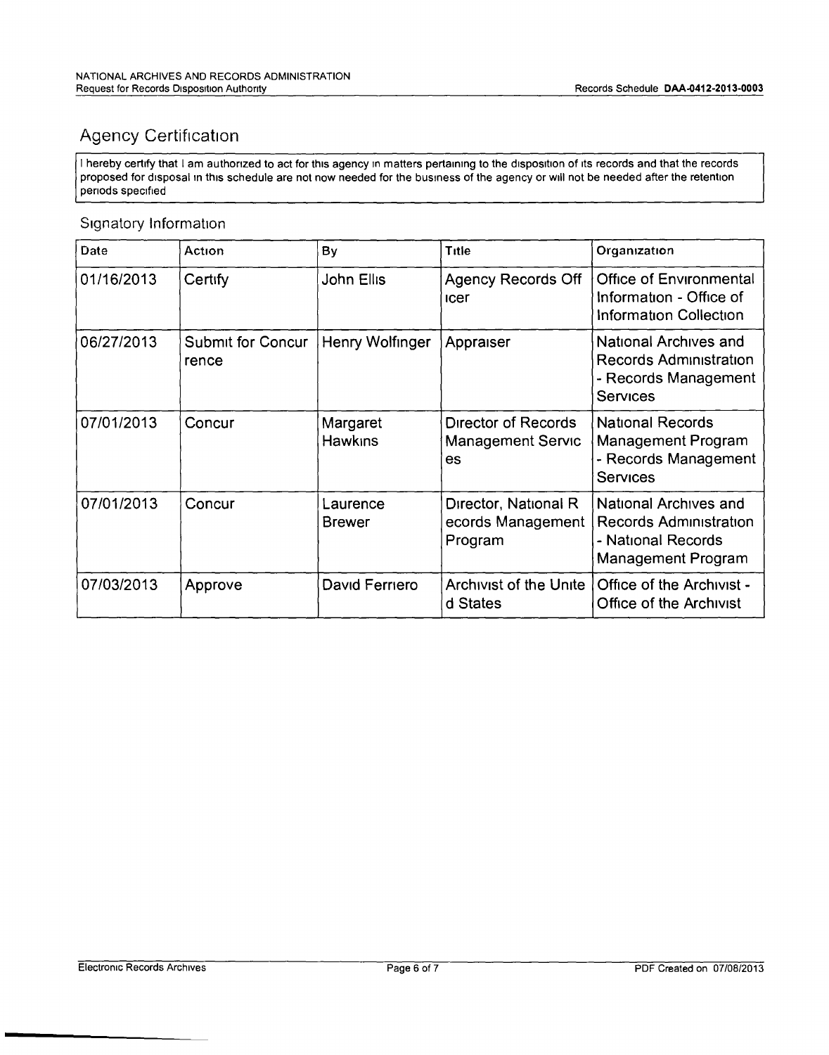## Agency Certification

I hereby certify that I am authorized to act for this agency in matters pertaining to the disposition of its records and that the records proposed for disposal in this schedule are not now needed for the business of the agency or will not be needed after the retention periods specified

### Signatory Information

| Date | Action | By | Title | Organization |
|---|---|---|---|---|
| 01/16/2013 | Certify | John Ellis | Agency Records Officer | Office of Environmental Information - Office of Information Collection |
| 06/27/2013 | Submit for Concurrence | Henry Wolfinger | Appraiser | National Archives and Records Administration - Records Management Services |
| 07/01/2013 | Concur | Margaret Hawkins | Director of Records Management Services | National Records Management Program - Records Management Services |
| 07/01/2013 | Concur | Laurence Brewer | Director, National Records Management Program | National Archives and Records Administration - National Records Management Program |
| 07/03/2013 | Approve | David Ferriero | Archivist of the United States | Office of the Archivist - Office of the Archivist |